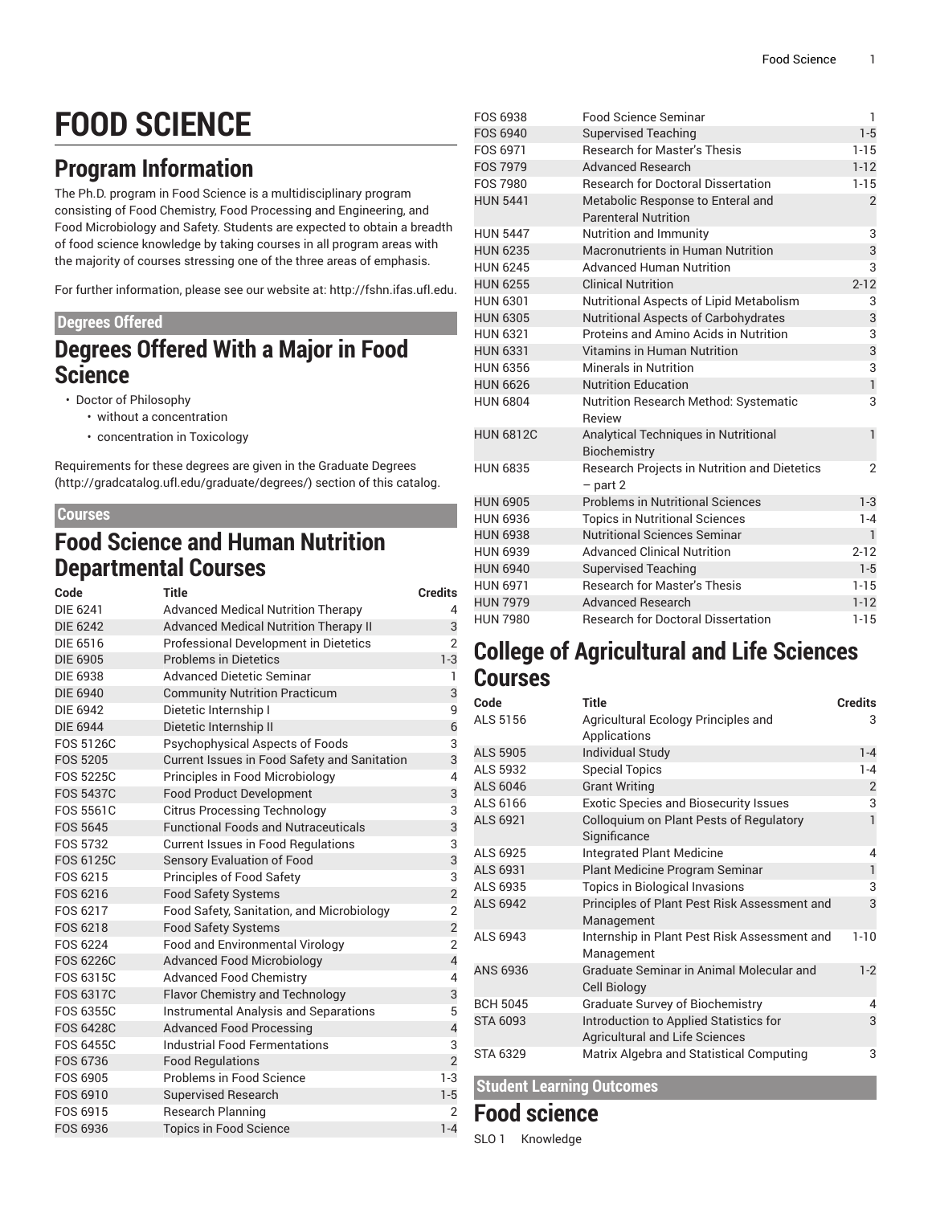# FOOD SCIENCE

## Program Information

The Ph.D. program in Food Science is a multidisciplinary program consisting of Food Chemistry, Food Processing and Engineering, and Food Microbiology and Safety. Students are expected to obtain a breadth of food science knowledge by taking courses in all program areas with the majority of courses stressing one of the three areas of emphasis.

For further information, please see our website at: http://fshn.ifas.ufl.edu.

### Degrees Offered

## Degrees Offered With a Major in Food Science

- Doctor of Philosophy
  - without a concentration
  - concentration in Toxicology

Requirements for these degrees are given in the Graduate Degrees (http://gradcatalog.ufl.edu/graduate/degrees/) section of this catalog.

### Courses

## Food Science and Human Nutrition Departmental Courses

| Code | Title | Credits |
|---|---|---|
| DIE 6241 | Advanced Medical Nutrition Therapy | 4 |
| DIE 6242 | Advanced Medical Nutrition Therapy II | 3 |
| DIE 6516 | Professional Development in Dietetics | 2 |
| DIE 6905 | Problems in Dietetics | 1-3 |
| DIE 6938 | Advanced Dietetic Seminar | 1 |
| DIE 6940 | Community Nutrition Practicum | 3 |
| DIE 6942 | Dietetic Internship I | 9 |
| DIE 6944 | Dietetic Internship II | 6 |
| FOS 5126C | Psychophysical Aspects of Foods | 3 |
| FOS 5205 | Current Issues in Food Safety and Sanitation | 3 |
| FOS 5225C | Principles in Food Microbiology | 4 |
| FOS 5437C | Food Product Development | 3 |
| FOS 5561C | Citrus Processing Technology | 3 |
| FOS 5645 | Functional Foods and Nutraceuticals | 3 |
| FOS 5732 | Current Issues in Food Regulations | 3 |
| FOS 6125C | Sensory Evaluation of Food | 3 |
| FOS 6215 | Principles of Food Safety | 3 |
| FOS 6216 | Food Safety Systems | 2 |
| FOS 6217 | Food Safety, Sanitation, and Microbiology | 2 |
| FOS 6218 | Food Safety Systems | 2 |
| FOS 6224 | Food and Environmental Virology | 2 |
| FOS 6226C | Advanced Food Microbiology | 4 |
| FOS 6315C | Advanced Food Chemistry | 4 |
| FOS 6317C | Flavor Chemistry and Technology | 3 |
| FOS 6355C | Instrumental Analysis and Separations | 5 |
| FOS 6428C | Advanced Food Processing | 4 |
| FOS 6455C | Industrial Food Fermentations | 3 |
| FOS 6736 | Food Regulations | 2 |
| FOS 6905 | Problems in Food Science | 1-3 |
| FOS 6910 | Supervised Research | 1-5 |
| FOS 6915 | Research Planning | 2 |
| FOS 6936 | Topics in Food Science | 1-4 |
| FOS 6938 | Food Science Seminar | 1 |
| FOS 6940 | Supervised Teaching | 1-5 |
| FOS 6971 | Research for Master's Thesis | 1-15 |
| FOS 7979 | Advanced Research | 1-12 |
| FOS 7980 | Research for Doctoral Dissertation | 1-15 |
| HUN 5441 | Metabolic Response to Enteral and Parenteral Nutrition | 2 |
| HUN 5447 | Nutrition and Immunity | 3 |
| HUN 6235 | Macronutrients in Human Nutrition | 3 |
| HUN 6245 | Advanced Human Nutrition | 3 |
| HUN 6255 | Clinical Nutrition | 2-12 |
| HUN 6301 | Nutritional Aspects of Lipid Metabolism | 3 |
| HUN 6305 | Nutritional Aspects of Carbohydrates | 3 |
| HUN 6321 | Proteins and Amino Acids in Nutrition | 3 |
| HUN 6331 | Vitamins in Human Nutrition | 3 |
| HUN 6356 | Minerals in Nutrition | 3 |
| HUN 6626 | Nutrition Education | 1 |
| HUN 6804 | Nutrition Research Method: Systematic Review | 3 |
| HUN 6812C | Analytical Techniques in Nutritional Biochemistry | 1 |
| HUN 6835 | Research Projects in Nutrition and Dietetics – part 2 | 2 |
| HUN 6905 | Problems in Nutritional Sciences | 1-3 |
| HUN 6936 | Topics in Nutritional Sciences | 1-4 |
| HUN 6938 | Nutritional Sciences Seminar | 1 |
| HUN 6939 | Advanced Clinical Nutrition | 2-12 |
| HUN 6940 | Supervised Teaching | 1-5 |
| HUN 6971 | Research for Master's Thesis | 1-15 |
| HUN 7979 | Advanced Research | 1-12 |
| HUN 7980 | Research for Doctoral Dissertation | 1-15 |

## College of Agricultural and Life Sciences Courses

| Code | Title | Credits |
|---|---|---|
| ALS 5156 | Agricultural Ecology Principles and Applications | 3 |
| ALS 5905 | Individual Study | 1-4 |
| ALS 5932 | Special Topics | 1-4 |
| ALS 6046 | Grant Writing | 2 |
| ALS 6166 | Exotic Species and Biosecurity Issues | 3 |
| ALS 6921 | Colloquium on Plant Pests of Regulatory Significance | 1 |
| ALS 6925 | Integrated Plant Medicine | 4 |
| ALS 6931 | Plant Medicine Program Seminar | 1 |
| ALS 6935 | Topics in Biological Invasions | 3 |
| ALS 6942 | Principles of Plant Pest Risk Assessment and Management | 3 |
| ALS 6943 | Internship in Plant Pest Risk Assessment and Management | 1-10 |
| ANS 6936 | Graduate Seminar in Animal Molecular and Cell Biology | 1-2 |
| BCH 5045 | Graduate Survey of Biochemistry | 4 |
| STA 6093 | Introduction to Applied Statistics for Agricultural and Life Sciences | 3 |
| STA 6329 | Matrix Algebra and Statistical Computing | 3 |

### Student Learning Outcomes

## Food science

SLO 1 Knowledge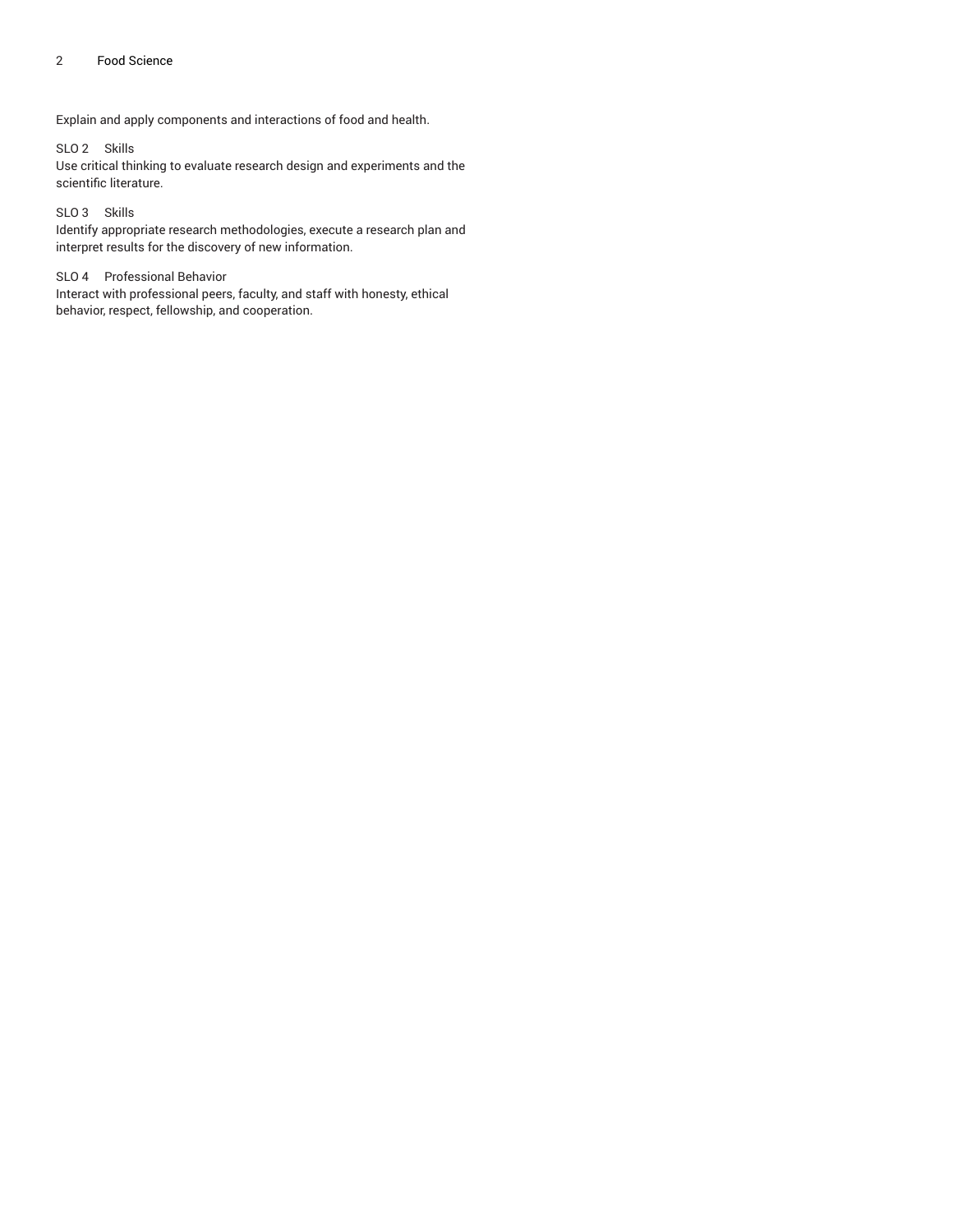Explain and apply components and interactions of food and health.

SLO 2 Skills
Use critical thinking to evaluate research design and experiments and the scientific literature.

SLO 3 Skills
Identify appropriate research methodologies, execute a research plan and interpret results for the discovery of new information.

SLO 4 Professional Behavior
Interact with professional peers, faculty, and staff with honesty, ethical behavior, respect, fellowship, and cooperation.